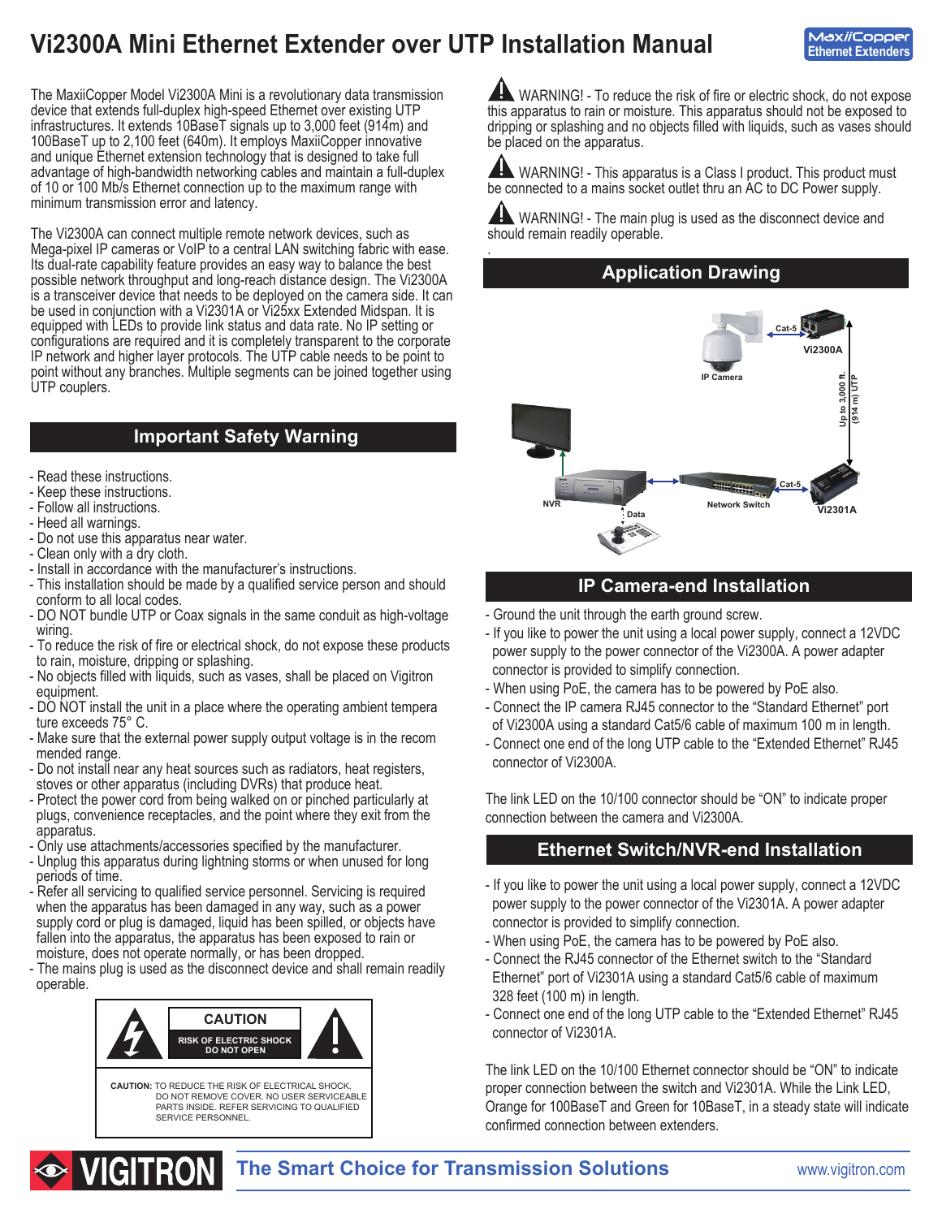# Vi2300A Mini Ethernet Extender over UTP Installation Manual

MaxiiCopper Ethernet Extenders

The MaxiiCopper Model Vi2300A Mini is a revolutionary data transmission device that extends full-duplex high-speed Ethernet over existing UTP infrastructures. It extends 10BaseT signals up to 3,000 feet (914m) and 100BaseT up to 2,100 feet (640m). It employs MaxiiCopper innovative and unique Ethernet extension technology that is designed to take full advantage of high-bandwidth networking cables and maintain a full-duplex of 10 or 100 Mb/s Ethernet connection up to the maximum range with minimum transmission error and latency.

The Vi2300A can connect multiple remote network devices, such as Mega-pixel IP cameras or VoIP to a central LAN switching fabric with ease. Its dual-rate capability feature provides an easy way to balance the best possible network throughput and long-reach distance design. The Vi2300A is a transceiver device that needs to be deployed on the camera side. It can be used in conjunction with a Vi2301A or Vi25xx Extended Midspan. It is equipped with LEDs to provide link status and data rate. No IP setting or configurations are required and it is completely transparent to the corporate IP network and higher layer protocols. The UTP cable needs to be point to point without any branches. Multiple segments can be joined together using UTP couplers.

## Important Safety Warning

- Read these instructions.
- Keep these instructions.
- Follow all instructions.
- Heed all warnings.
- Do not use this apparatus near water.
- Clean only with a dry cloth.
- Install in accordance with the manufacturer's instructions.
- This installation should be made by a qualified service person and should conform to all local codes.
- DO NOT bundle UTP or Coax signals in the same conduit as high-voltage wiring.
- To reduce the risk of fire or electrical shock, do not expose these products to rain, moisture, dripping or splashing.
- No objects filled with liquids, such as vases, shall be placed on Vigitron equipment.
- DO NOT install the unit in a place where the operating ambient tempera ture exceeds 75° C.
- Make sure that the external power supply output voltage is in the recom mended range.
- Do not install near any heat sources such as radiators, heat registers, stoves or other apparatus (including DVRs) that produce heat.
- Protect the power cord from being walked on or pinched particularly at plugs, convenience receptacles, and the point where they exit from the apparatus.
- Only use attachments/accessories specified by the manufacturer.
- Unplug this apparatus during lightning storms or when unused for long periods of time.
- Refer all servicing to qualified service personnel. Servicing is required when the apparatus has been damaged in any way, such as a power supply cord or plug is damaged, liquid has been spilled, or objects have fallen into the apparatus, the apparatus has been exposed to rain or moisture, does not operate normally, or has been dropped.
- The mains plug is used as the disconnect device and shall remain readily operable.

**CAUTION**

**RISK OF ELECTRIC SHOCK DO NOT OPEN**

**CAUTION:** TO REDUCE THE RISK OF ELECTRICAL SHOCK, DO NOT REMOVE COVER. NO USER SERVICEABLE PARTS INSIDE. REFER SERVICING TO QUALIFIED SERVICE PERSONNEL.

WARNING! - To reduce the risk of fire or electric shock, do not expose this apparatus to rain or moisture. This apparatus should not be exposed to dripping or splashing and no objects filled with liquids, such as vases should be placed on the apparatus.

WARNING! - This apparatus is a Class I product. This product must be connected to a mains socket outlet thru an AC to DC Power supply.

WARNING! - The main plug is used as the disconnect device and should remain readily operable.

## Application Drawing

IP Camera — Cat-5 — Vi2300A — Up to 3,000 ft. (914 m) UTP — Vi2301A — Cat-5 — Network Switch — NVR — Data

## IP Camera-end Installation

- Ground the unit through the earth ground screw.
- If you like to power the unit using a local power supply, connect a 12VDC power supply to the power connector of the Vi2300A. A power adapter connector is provided to simplify connection.
- When using PoE, the camera has to be powered by PoE also.
- Connect the IP camera RJ45 connector to the "Standard Ethernet" port of Vi2300A using a standard Cat5/6 cable of maximum 100 m in length.
- Connect one end of the long UTP cable to the "Extended Ethernet" RJ45 connector of Vi2300A.

The link LED on the 10/100 connector should be "ON" to indicate proper connection between the camera and Vi2300A.

## Ethernet Switch/NVR-end Installation

- If you like to power the unit using a local power supply, connect a 12VDC power supply to the power connector of the Vi2301A. A power adapter connector is provided to simplify connection.
- When using PoE, the camera has to be powered by PoE also.
- Connect the RJ45 connector of the Ethernet switch to the "Standard Ethernet" port of Vi2301A using a standard Cat5/6 cable of maximum 328 feet (100 m) in length.
- Connect one end of the long UTP cable to the "Extended Ethernet" RJ45 connector of Vi2301A.

The link LED on the 10/100 Ethernet connector should be "ON" to indicate proper connection between the switch and Vi2301A. While the Link LED, Orange for 100BaseT and Green for 10BaseT, in a steady state will indicate confirmed connection between extenders.

VIGITRON The Smart Choice for Transmission Solutions www.vigitron.com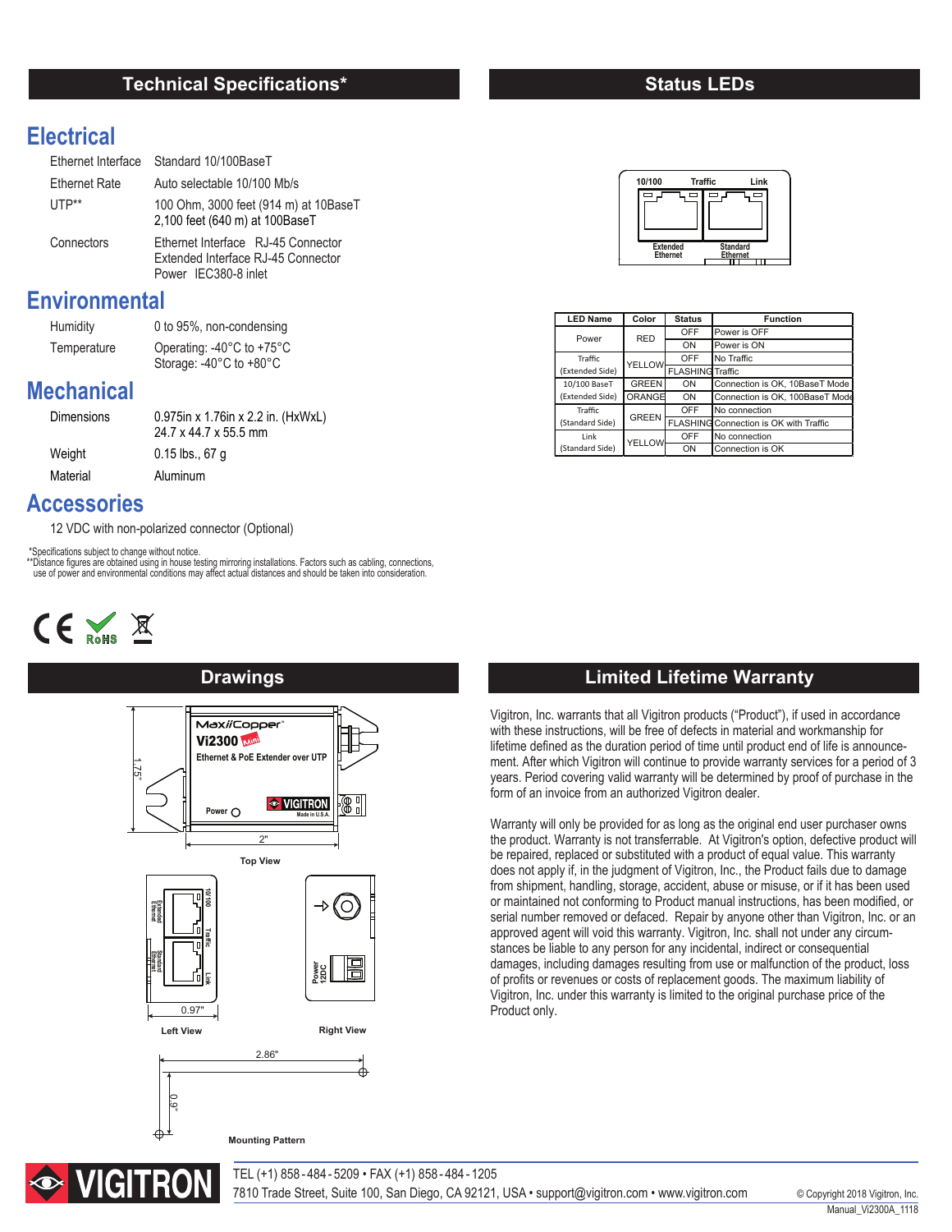## Technical Specifications*

### Electrical

| | |
|---|---|
| Ethernet Interface | Standard 10/100BaseT |
| Ethernet Rate | Auto selectable 10/100 Mb/s |
| UTP** | 100 Ohm, 3000 feet (914 m) at 10BaseT<br>2,100 feet (640 m) at 100BaseT |
| Connectors | Ethernet Interface RJ-45 Connector<br>Extended Interface RJ-45 Connector<br>Power IEC380-8 inlet |

### Environmental

| | |
|---|---|
| Humidity | 0 to 95%, non-condensing |
| Temperature | Operating: -40°C to +75°C<br>Storage: -40°C to +80°C |

### Mechanical

| | |
|---|---|
| Dimensions | 0.975in x 1.76in x 2.2 in. (HxWxL)<br>24.7 x 44.7 x 55.5 mm |
| Weight | 0.15 lbs., 67 g |
| Material | Aluminum |

### Accessories

12 VDC with non-polarized connector (Optional)

*Specifications subject to change without notice.
**Distance figures are obtained using in house testing mirroring installations. Factors such as cabling, connections, use of power and environmental conditions may affect actual distances and should be taken into consideration.

## Status LEDs

10/100 Traffic Link

Extended Ethernet

Standard Ethernet

| LED Name | Color | Status | Function |
|---|---|---|---|
| Power | RED | OFF | Power is OFF |
| | | ON | Power is ON |
| Traffic (Extended Side) | YELLOW | OFF | No Traffic |
| | | FLASHING | Traffic |
| 10/100 BaseT (Extended Side) | GREEN | ON | Connection is OK, 10BaseT Mode |
| | ORANGE | ON | Connection is OK, 100BaseT Mode |
| Traffic (Standard Side) | GREEN | OFF | No connection |
| | | FLASHING | Connection is OK with Traffic |
| Link (Standard Side) | YELLOW | OFF | No connection |
| | | ON | Connection is OK |

## Drawings

MaxiiCopper Vi2300 Mini

Ethernet & PoE Extender over UTP

Power

VIGITRON Made in U.S.A.

1.75"

2"

Top View

10/100 Traffic Link

Extended Ethernet

Standard Ethernet

0.97"

Left View

Power 12DC

Right View

2.86"

0.9"

Mounting Pattern

## Limited Lifetime Warranty

Vigitron, Inc. warrants that all Vigitron products ("Product"), if used in accordance with these instructions, will be free of defects in material and workmanship for lifetime defined as the duration period of time until product end of life is announcement. After which Vigitron will continue to provide warranty services for a period of 3 years. Period covering valid warranty will be determined by proof of purchase in the form of an invoice from an authorized Vigitron dealer.

Warranty will only be provided for as long as the original end user purchaser owns the product. Warranty is not transferrable. At Vigitron's option, defective product will be repaired, replaced or substituted with a product of equal value. This warranty does not apply if, in the judgment of Vigitron, Inc., the Product fails due to damage from shipment, handling, storage, accident, abuse or misuse, or if it has been used or maintained not conforming to Product manual instructions, has been modified, or serial number removed or defaced. Repair by anyone other than Vigitron, Inc. or an approved agent will void this warranty. Vigitron, Inc. shall not under any circumstances be liable to any person for any incidental, indirect or consequential damages, including damages resulting from use or malfunction of the product, loss of profits or revenues or costs of replacement goods. The maximum liability of Vigitron, Inc. under this warranty is limited to the original purchase price of the Product only.

VIGITRON

TEL (+1) 858-484-5209 • FAX (+1) 858-484-1205
7810 Trade Street, Suite 100, San Diego, CA 92121, USA • support@vigitron.com • www.vigitron.com

© Copyright 2018 Vigitron, Inc.
Manual_Vi2300A_1118